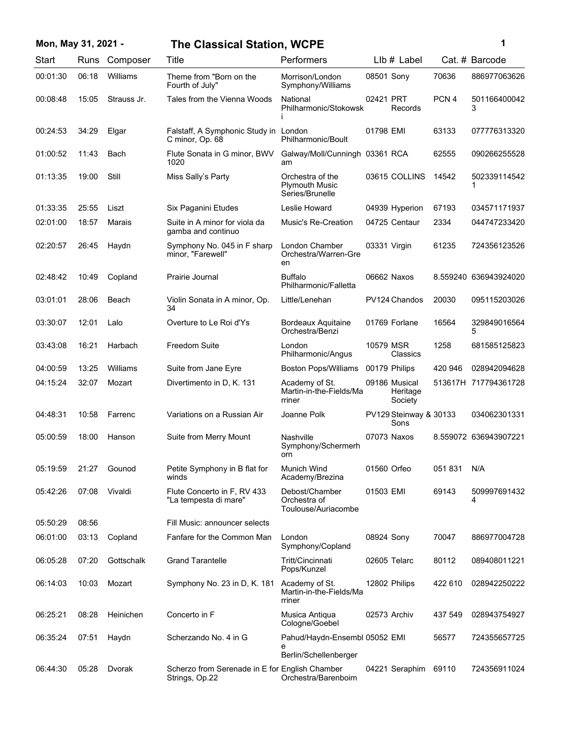# The Classical Station, WCPE

Mon, May 31, 2021 -

| Start | Runs | Composer | Title | Performers | Llb # | Label | Cat. # | Barcode |
|---|---|---|---|---|---|---|---|---|
| 00:01:30 | 06:18 | Williams | Theme from "Born on the Fourth of July" | Morrison/London Symphony/Williams | 08501 | Sony | 70636 | 886977063626 |
| 00:08:48 | 15:05 | Strauss Jr. | Tales from the Vienna Woods | National Philharmonic/Stokowski | 02421 | PRT Records | PCN 4 | 5011664000423 |
| 00:24:53 | 34:29 | Elgar | Falstaff, A Symphonic Study in C minor, Op. 68 | London Philharmonic/Boult | 01798 | EMI | 63133 | 077776313320 |
| 01:00:52 | 11:43 | Bach | Flute Sonata in G minor, BWV 1020 | Galway/Moll/Cunningham | 03361 | RCA | 62555 | 090266255528 |
| 01:13:35 | 19:00 | Still | Miss Sally's Party | Orchestra of the Plymouth Music Series/Brunelle | 03615 | COLLINS | 14542 | 5023391145421 |
| 01:33:35 | 25:55 | Liszt | Six Paganini Etudes | Leslie Howard | 04939 | Hyperion | 67193 | 034571171937 |
| 02:01:00 | 18:57 | Marais | Suite in A minor for viola da gamba and continuo | Music's Re-Creation | 04725 | Centaur | 2334 | 044747233420 |
| 02:20:57 | 26:45 | Haydn | Symphony No. 045 in F sharp minor, "Farewell" | London Chamber Orchestra/Warren-Green | 03331 | Virgin | 61235 | 724356123526 |
| 02:48:42 | 10:49 | Copland | Prairie Journal | Buffalo Philharmonic/Falletta | 06662 | Naxos | 8.559240 | 636943924020 |
| 03:01:01 | 28:06 | Beach | Violin Sonata in A minor, Op. 34 | Little/Lenehan | PV124 | Chandos | 20030 | 095115203026 |
| 03:30:07 | 12:01 | Lalo | Overture to Le Roi d'Ys | Bordeaux Aquitaine Orchestra/Benzi | 01769 | Forlane | 16564 | 3298490165645 |
| 03:43:08 | 16:21 | Harbach | Freedom Suite | London Philharmonic/Angus | 10579 | MSR Classics | 1258 | 681585125823 |
| 04:00:59 | 13:25 | Williams | Suite from Jane Eyre | Boston Pops/Williams | 00179 | Philips | 420 946 | 028942094628 |
| 04:15:24 | 32:07 | Mozart | Divertimento in D, K. 131 | Academy of St. Martin-in-the-Fields/Marriner | 09186 | Musical Heritage Society | 513617H | 717794361728 |
| 04:48:31 | 10:58 | Farrenc | Variations on a Russian Air | Joanne Polk | PV129 | Steinway & Sons | 30133 | 034062301331 |
| 05:00:59 | 18:00 | Hanson | Suite from Merry Mount | Nashville Symphony/Schermerhorn | 07073 | Naxos | 8.559072 | 636943907221 |
| 05:19:59 | 21:27 | Gounod | Petite Symphony in B flat for winds | Munich Wind Academy/Brezina | 01560 | Orfeo | 051 831 | N/A |
| 05:42:26 | 07:08 | Vivaldi | Flute Concerto in F, RV 433 "La tempesta di mare" | Debost/Chamber Orchestra of Toulouse/Auriacombe | 01503 | EMI | 69143 | 5099976914324 |
| 05:50:29 | 08:56 | | Fill Music: announcer selects | | | | | |
| 06:01:00 | 03:13 | Copland | Fanfare for the Common Man | London Symphony/Copland | 08924 | Sony | 70047 | 886977004728 |
| 06:05:28 | 07:20 | Gottschalk | Grand Tarantelle | Tritt/Cincinnati Pops/Kunzel | 02605 | Telarc | 80112 | 089408011221 |
| 06:14:03 | 10:03 | Mozart | Symphony No. 23 in D, K. 181 | Academy of St. Martin-in-the-Fields/Marriner | 12802 | Philips | 422 610 | 028942250222 |
| 06:25:21 | 08:28 | Heinichen | Concerto in F | Musica Antiqua Cologne/Goebel | 02573 | Archiv | 437 549 | 028943754927 |
| 06:35:24 | 07:51 | Haydn | Scherzando No. 4 in G | Pahud/Haydn-Ensemble Berlin/Schellenberger | 05052 | EMI | 56577 | 724355657725 |
| 06:44:30 | 05:28 | Dvorak | Scherzo from Serenade in E for Strings, Op.22 | English Chamber Orchestra/Barenboim | 04221 | Seraphim | 69110 | 724356911024 |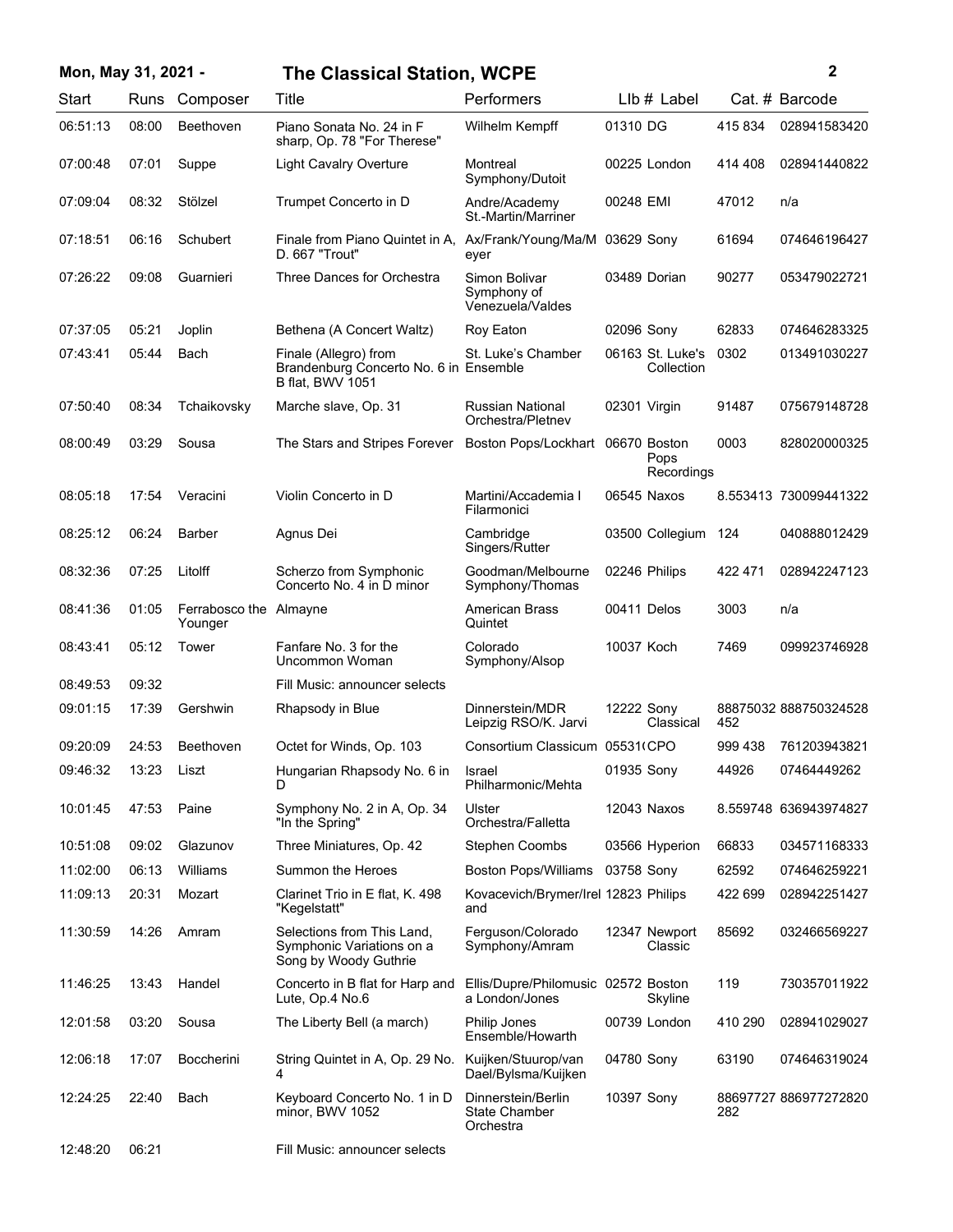| Start | Runs | Composer | Title | Performers | Llb # | Label | Cat. # | Barcode |
|---|---|---|---|---|---|---|---|---|
| 06:51:13 | 08:00 | Beethoven | Piano Sonata No. 24 in F sharp, Op. 78 "For Therese" | Wilhelm Kempff | 01310 | DG | 415 834 | 028941583420 |
| 07:00:48 | 07:01 | Suppe | Light Cavalry Overture | Montreal Symphony/Dutoit | 00225 | London | 414 408 | 028941440822 |
| 07:09:04 | 08:32 | Stölzel | Trumpet Concerto in D | Andre/Academy St.-Martin/Marriner | 00248 | EMI | 47012 | n/a |
| 07:18:51 | 06:16 | Schubert | Finale from Piano Quintet in A, D. 667 "Trout" | Ax/Frank/Young/Ma/Meyer | 03629 | Sony | 61694 | 074646196427 |
| 07:26:22 | 09:08 | Guarnieri | Three Dances for Orchestra | Simon Bolivar Symphony of Venezuela/Valdes | 03489 | Dorian | 90277 | 053479022721 |
| 07:37:05 | 05:21 | Joplin | Bethena (A Concert Waltz) | Roy Eaton | 02096 | Sony | 62833 | 074646283325 |
| 07:43:41 | 05:44 | Bach | Finale (Allegro) from Brandenburg Concerto No. 6 in B flat, BWV 1051 | St. Luke's Chamber Ensemble | 06163 | St. Luke's Collection | 0302 | 013491030227 |
| 07:50:40 | 08:34 | Tchaikovsky | Marche slave, Op. 31 | Russian National Orchestra/Pletnev | 02301 | Virgin | 91487 | 075679148728 |
| 08:00:49 | 03:29 | Sousa | The Stars and Stripes Forever | Boston Pops/Lockhart | 06670 | Boston Pops Recordings | 0003 | 828020000325 |
| 08:05:18 | 17:54 | Veracini | Violin Concerto in D | Martini/Accademia I Filarmonici | 06545 | Naxos | 8.553413 | 730099441322 |
| 08:25:12 | 06:24 | Barber | Agnus Dei | Cambridge Singers/Rutter | 03500 | Collegium | 124 | 040888012429 |
| 08:32:36 | 07:25 | Litolff | Scherzo from Symphonic Concerto No. 4 in D minor | Goodman/Melbourne Symphony/Thomas | 02246 | Philips | 422 471 | 028942247123 |
| 08:41:36 | 01:05 | Ferrabosco the Younger | Almayne | American Brass Quintet | 00411 | Delos | 3003 | n/a |
| 08:43:41 | 05:12 | Tower | Fanfare No. 3 for the Uncommon Woman | Colorado Symphony/Alsop | 10037 | Koch | 7469 | 099923746928 |
| 08:49:53 | 09:32 | | Fill Music: announcer selects | | | | | |
| 09:01:15 | 17:39 | Gershwin | Rhapsody in Blue | Dinnerstein/MDR Leipzig RSO/K. Jarvi | 12222 | Sony Classical | 88875032452 | 888750324528 |
| 09:20:09 | 24:53 | Beethoven | Octet for Winds, Op. 103 | Consortium Classicum | 05531( | CPO | 999 438 | 761203943821 |
| 09:46:32 | 13:23 | Liszt | Hungarian Rhapsody No. 6 in D | Israel Philharmonic/Mehta | 01935 | Sony | 44926 | 07464449262 |
| 10:01:45 | 47:53 | Paine | Symphony No. 2 in A, Op. 34 "In the Spring" | Ulster Orchestra/Falletta | 12043 | Naxos | 8.559748 | 636943974827 |
| 10:51:08 | 09:02 | Glazunov | Three Miniatures, Op. 42 | Stephen Coombs | 03566 | Hyperion | 66833 | 034571168333 |
| 11:02:00 | 06:13 | Williams | Summon the Heroes | Boston Pops/Williams | 03758 | Sony | 62592 | 074646259221 |
| 11:09:13 | 20:31 | Mozart | Clarinet Trio in E flat, K. 498 "Kegelstatt" | Kovacevich/Brymer/Ireland | 12823 | Philips | 422 699 | 028942251427 |
| 11:30:59 | 14:26 | Amram | Selections from This Land, Symphonic Variations on a Song by Woody Guthrie | Ferguson/Colorado Symphony/Amram | 12347 | Newport Classic | 85692 | 032466569227 |
| 11:46:25 | 13:43 | Handel | Concerto in B flat for Harp and Lute, Op.4 No.6 | Ellis/Dupre/Philomusica London/Jones | 02572 | Boston Skyline | 119 | 730357011922 |
| 12:01:58 | 03:20 | Sousa | The Liberty Bell (a march) | Philip Jones Ensemble/Howarth | 00739 | London | 410 290 | 028941029027 |
| 12:06:18 | 17:07 | Boccherini | String Quintet in A, Op. 29 No. 4 | Kuijken/Stuurop/van Dael/Bylsma/Kuijken | 04780 | Sony | 63190 | 074646319024 |
| 12:24:25 | 22:40 | Bach | Keyboard Concerto No. 1 in D minor, BWV 1052 | Dinnerstein/Berlin State Chamber Orchestra | 10397 | Sony | 88697727282 | 886977272820 |
| 12:48:20 | 06:21 | | Fill Music: announcer selects | | | | | |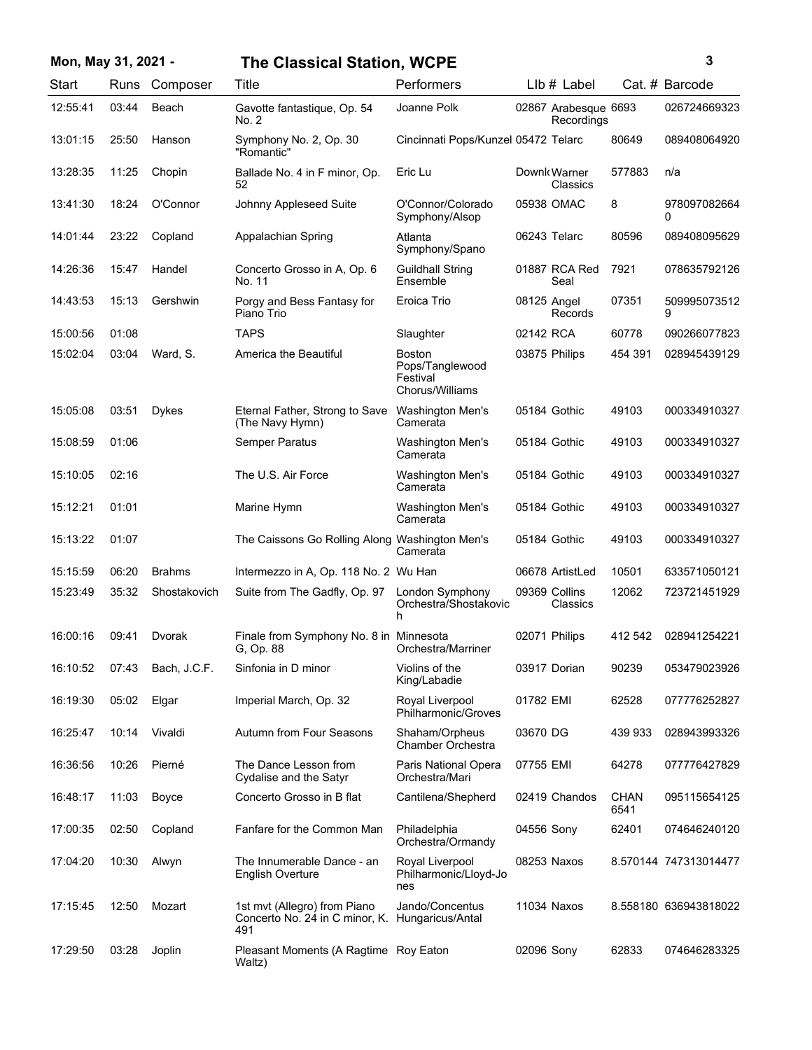# Mon, May 31, 2021 - The Classical Station, WCPE

| Start | Runs | Composer | Title | Performers | Llb # | Label | Cat. # | Barcode |
|---|---|---|---|---|---|---|---|---|
| 12:55:41 | 03:44 | Beach | Gavotte fantastique, Op. 54 No. 2 | Joanne Polk | 02867 | Arabesque Recordings | 6693 | 026724669323 |
| 13:01:15 | 25:50 | Hanson | Symphony No. 2, Op. 30 "Romantic" | Cincinnati Pops/Kunzel | 05472 | Telarc | 80649 | 089408064920 |
| 13:28:35 | 11:25 | Chopin | Ballade No. 4 in F minor, Op. 52 | Eric Lu | Downl | Warner Classics | 577883 | n/a |
| 13:41:30 | 18:24 | O'Connor | Johnny Appleseed Suite | O'Connor/Colorado Symphony/Alsop | 05938 | OMAC | 8 | 9780970826640 |
| 14:01:44 | 23:22 | Copland | Appalachian Spring | Atlanta Symphony/Spano | 06243 | Telarc | 80596 | 089408095629 |
| 14:26:36 | 15:47 | Handel | Concerto Grosso in A, Op. 6 No. 11 | Guildhall String Ensemble | 01887 | RCA Red Seal | 7921 | 078635792126 |
| 14:43:53 | 15:13 | Gershwin | Porgy and Bess Fantasy for Piano Trio | Eroica Trio | 08125 | Angel Records | 07351 | 5099950735129 |
| 15:00:56 | 01:08 | | TAPS | Slaughter | 02142 | RCA | 60778 | 090266077823 |
| 15:02:04 | 03:04 | Ward, S. | America the Beautiful | Boston Pops/Tanglewood Festival Chorus/Williams | 03875 | Philips | 454 391 | 028945439129 |
| 15:05:08 | 03:51 | Dykes | Eternal Father, Strong to Save (The Navy Hymn) | Washington Men's Camerata | 05184 | Gothic | 49103 | 000334910327 |
| 15:08:59 | 01:06 | | Semper Paratus | Washington Men's Camerata | 05184 | Gothic | 49103 | 000334910327 |
| 15:10:05 | 02:16 | | The U.S. Air Force | Washington Men's Camerata | 05184 | Gothic | 49103 | 000334910327 |
| 15:12:21 | 01:01 | | Marine Hymn | Washington Men's Camerata | 05184 | Gothic | 49103 | 000334910327 |
| 15:13:22 | 01:07 | | The Caissons Go Rolling Along | Washington Men's Camerata | 05184 | Gothic | 49103 | 000334910327 |
| 15:15:59 | 06:20 | Brahms | Intermezzo in A, Op. 118 No. 2 | Wu Han | 06678 | ArtistLed | 10501 | 633571050121 |
| 15:23:49 | 35:32 | Shostakovich | Suite from The Gadfly, Op. 97 | London Symphony Orchestra/Shostakovich | 09369 | Collins Classics | 12062 | 723721451929 |
| 16:00:16 | 09:41 | Dvorak | Finale from Symphony No. 8 in G, Op. 88 | Minnesota Orchestra/Marriner | 02071 | Philips | 412 542 | 028941254221 |
| 16:10:52 | 07:43 | Bach, J.C.F. | Sinfonia in D minor | Violins of the King/Labadie | 03917 | Dorian | 90239 | 053479023926 |
| 16:19:30 | 05:02 | Elgar | Imperial March, Op. 32 | Royal Liverpool Philharmonic/Groves | 01782 | EMI | 62528 | 077776252827 |
| 16:25:47 | 10:14 | Vivaldi | Autumn from Four Seasons | Shaham/Orpheus Chamber Orchestra | 03670 | DG | 439 933 | 028943993326 |
| 16:36:56 | 10:26 | Pierné | The Dance Lesson from Cydalise and the Satyr | Paris National Opera Orchestra/Mari | 07755 | EMI | 64278 | 077776427829 |
| 16:48:17 | 11:03 | Boyce | Concerto Grosso in B flat | Cantilena/Shepherd | 02419 | Chandos | CHAN 6541 | 095115654125 |
| 17:00:35 | 02:50 | Copland | Fanfare for the Common Man | Philadelphia Orchestra/Ormandy | 04556 | Sony | 62401 | 074646240120 |
| 17:04:20 | 10:30 | Alwyn | The Innumerable Dance - an English Overture | Royal Liverpool Philharmonic/Lloyd-Jones | 08253 | Naxos | 8.570144 | 747313014477 |
| 17:15:45 | 12:50 | Mozart | 1st mvt (Allegro) from Piano Concerto No. 24 in C minor, K. 491 | Jando/Concentus Hungaricus/Antal | 11034 | Naxos | 8.558180 | 636943818022 |
| 17:29:50 | 03:28 | Joplin | Pleasant Moments (A Ragtime Waltz) | Roy Eaton | 02096 | Sony | 62833 | 074646283325 |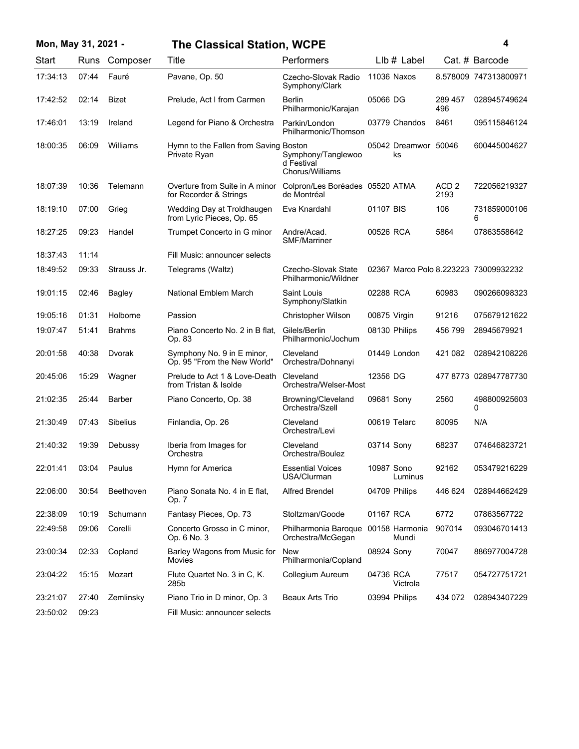**Mon, May 31, 2021 - The Classical Station, WCPE**

| Start | Runs | Composer | Title | Performers | Llb # | Label | Cat. # | Barcode |
|---|---|---|---|---|---|---|---|---|
| 17:34:13 | 07:44 | Fauré | Pavane, Op. 50 | Czecho-Slovak Radio Symphony/Clark | 11036 | Naxos | 8.578009 | 747313800971 |
| 17:42:52 | 02:14 | Bizet | Prelude, Act I from Carmen | Berlin Philharmonic/Karajan | 05066 | DG | 289 457 496 | 028945749624 |
| 17:46:01 | 13:19 | Ireland | Legend for Piano & Orchestra | Parkin/London Philharmonic/Thomson | 03779 | Chandos | 8461 | 095115846124 |
| 18:00:35 | 06:09 | Williams | Hymn to the Fallen from Saving Private Ryan | Boston Symphony/Tanglewood Festival Chorus/Williams | 05042 | Dreamworks | 50046 | 600445004627 |
| 18:07:39 | 10:36 | Telemann | Overture from Suite in A minor for Recorder & Strings | Colpron/Les Boréades de Montréal | 05520 | ATMA | ACD 2 2193 | 722056219327 |
| 18:19:10 | 07:00 | Grieg | Wedding Day at Troldhaugen from Lyric Pieces, Op. 65 | Eva Knardahl | 01107 | BIS | 106 | 7318590001066 |
| 18:27:25 | 09:23 | Handel | Trumpet Concerto in G minor | Andre/Acad. SMF/Marriner | 00526 | RCA | 5864 | 07863558642 |
| 18:37:43 | 11:14 | | Fill Music: announcer selects | | | | | |
| 18:49:52 | 09:33 | Strauss Jr. | Telegrams (Waltz) | Czecho-Slovak State Philharmonic/Wildner | 02367 | Marco Polo | 8.223223 | 73009932232 |
| 19:01:15 | 02:46 | Bagley | National Emblem March | Saint Louis Symphony/Slatkin | 02288 | RCA | 60983 | 090266098323 |
| 19:05:16 | 01:31 | Holborne | Passion | Christopher Wilson | 00875 | Virgin | 91216 | 075679121622 |
| 19:07:47 | 51:41 | Brahms | Piano Concerto No. 2 in B flat, Op. 83 | Gilels/Berlin Philharmonic/Jochum | 08130 | Philips | 456 799 | 28945679921 |
| 20:01:58 | 40:38 | Dvorak | Symphony No. 9 in E minor, Op. 95 "From the New World" | Cleveland Orchestra/Dohnanyi | 01449 | London | 421 082 | 028942108226 |
| 20:45:06 | 15:29 | Wagner | Prelude to Act 1 & Love-Death from Tristan & Isolde | Cleveland Orchestra/Welser-Most | 12356 | DG | 477 8773 | 028947787730 |
| 21:02:35 | 25:44 | Barber | Piano Concerto, Op. 38 | Browning/Cleveland Orchestra/Szell | 09681 | Sony | 2560 | 4988009256030 |
| 21:30:49 | 07:43 | Sibelius | Finlandia, Op. 26 | Cleveland Orchestra/Levi | 00619 | Telarc | 80095 | N/A |
| 21:40:32 | 19:39 | Debussy | Iberia from Images for Orchestra | Cleveland Orchestra/Boulez | 03714 | Sony | 68237 | 074646823721 |
| 22:01:41 | 03:04 | Paulus | Hymn for America | Essential Voices USA/Clurman | 10987 | Sono Luminus | 92162 | 053479216229 |
| 22:06:00 | 30:54 | Beethoven | Piano Sonata No. 4 in E flat, Op. 7 | Alfred Brendel | 04709 | Philips | 446 624 | 028944662429 |
| 22:38:09 | 10:19 | Schumann | Fantasy Pieces, Op. 73 | Stoltzman/Goode | 01167 | RCA | 6772 | 07863567722 |
| 22:49:58 | 09:06 | Corelli | Concerto Grosso in C minor, Op. 6 No. 3 | Philharmonia Baroque Orchestra/McGegan | 00158 | Harmonia Mundi | 907014 | 093046701413 |
| 23:00:34 | 02:33 | Copland | Barley Wagons from Music for Movies | New Philharmonia/Copland | 08924 | Sony | 70047 | 886977004728 |
| 23:04:22 | 15:15 | Mozart | Flute Quartet No. 3 in C, K. 285b | Collegium Aureum | 04736 | RCA Victrola | 77517 | 054727751721 |
| 23:21:07 | 27:40 | Zemlinsky | Piano Trio in D minor, Op. 3 | Beaux Arts Trio | 03994 | Philips | 434 072 | 028943407229 |
| 23:50:02 | 09:23 | | Fill Music: announcer selects | | | | | |